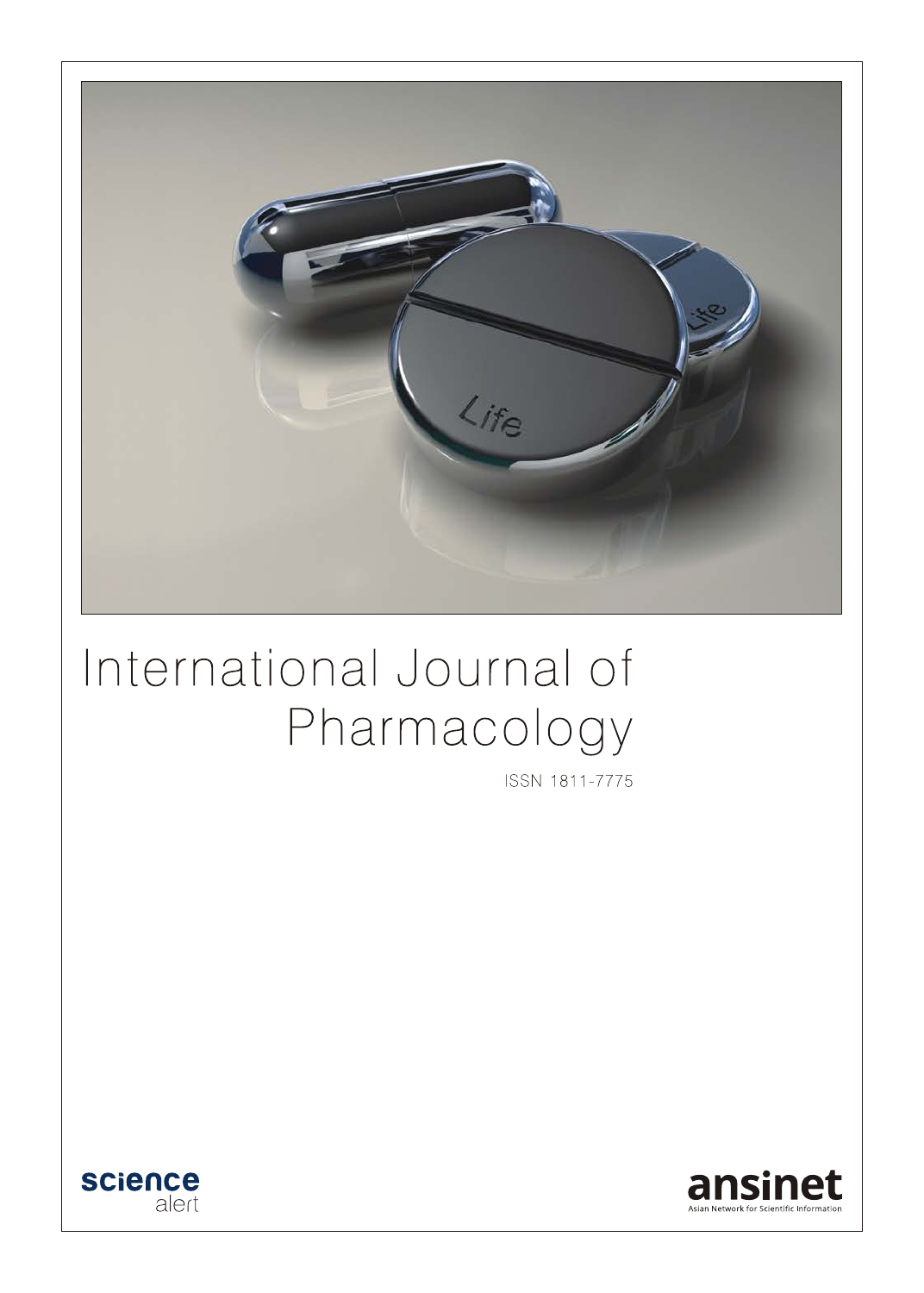# International Journal of Pharmacology

ISSN 1811-7775

science alert

ansinet

Asian Network for Scientific Information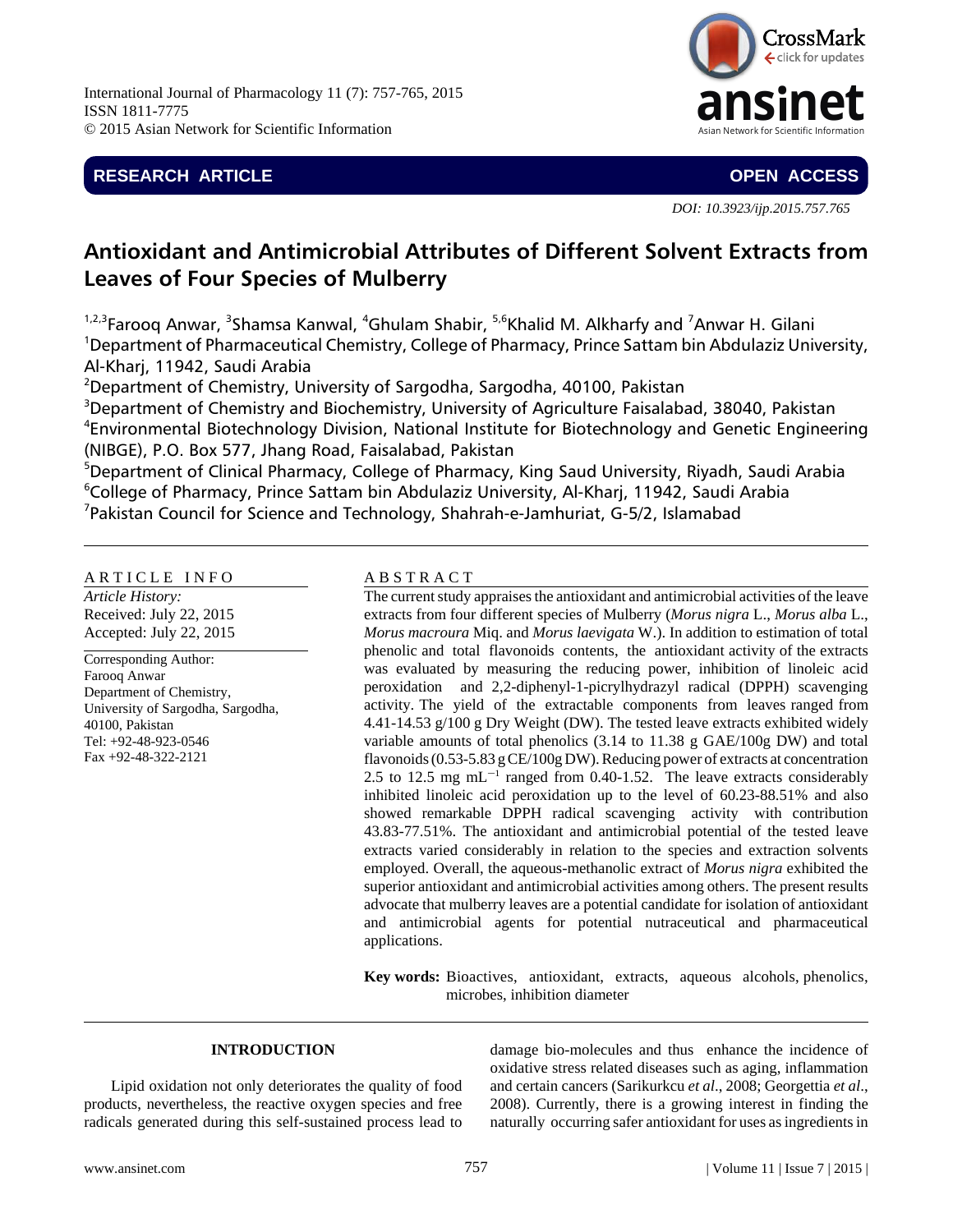# Antioxidant and Antimicrobial Attributes of Different Solvent Extracts from Leaves of Four Species of Mulberry

Farooq Anwar[1,2,3], Shamsa Kanwal[3], Ghulam Shabir[4], Khalid M. Alkharfy[5,6] and Anwar H. Gilani[7]

[1]Department of Pharmaceutical Chemistry, College of Pharmacy, Prince Sattam bin Abdulaziz University, Al-Kharj, 11942, Saudi Arabia

[2]Department of Chemistry, University of Sargodha, Sargodha, 40100, Pakistan

[3]Department of Chemistry and Biochemistry, University of Agriculture Faisalabad, 38040, Pakistan

[4]Environmental Biotechnology Division, National Institute for Biotechnology and Genetic Engineering (NIBGE), P.O. Box 577, Jhang Road, Faisalabad, Pakistan

[5]Department of Clinical Pharmacy, College of Pharmacy, King Saud University, Riyadh, Saudi Arabia

[6]College of Pharmacy, Prince Sattam bin Abdulaziz University, Al-Kharj, 11942, Saudi Arabia

[7]Pakistan Council for Science and Technology, Shahrah-e-Jamhuriat, G-5/2, Islamabad

DOI: 10.3923/ijp.2015.757.765

## ARTICLE INFO

*Article History:*
Received: July 22, 2015
Accepted: July 22, 2015

Corresponding Author:
Farooq Anwar
Department of Chemistry,
University of Sargodha, Sargodha,
40100, Pakistan
Tel: +92-48-923-0546
Fax +92-48-322-2121

## ABSTRACT

The current study appraises the antioxidant and antimicrobial activities of the leave extracts from four different species of Mulberry (*Morus nigra* L., *Morus alba* L., *Morus macroura* Miq. and *Morus laevigata* W.). In addition to estimation of total phenolic and total flavonoids contents, the antioxidant activity of the extracts was evaluated by measuring the reducing power, inhibition of linoleic acid peroxidation and 2,2-diphenyl-1-picrylhydrazyl radical (DPPH) scavenging activity. The yield of the extractable components from leaves ranged from 4.41-14.53 g/100 g Dry Weight (DW). The tested leave extracts exhibited widely variable amounts of total phenolics (3.14 to 11.38 g GAE/100g DW) and total flavonoids (0.53-5.83 g CE/100g DW). Reducing power of extracts at concentration 2.5 to 12.5 mg $mL^{-1}$ ranged from 0.40-1.52. The leave extracts considerably inhibited linoleic acid peroxidation up to the level of 60.23-88.51% and also showed remarkable DPPH radical scavenging activity with contribution 43.83-77.51%. The antioxidant and antimicrobial potential of the tested leave extracts varied considerably in relation to the species and extraction solvents employed. Overall, the aqueous-methanolic extract of *Morus nigra* exhibited the superior antioxidant and antimicrobial activities among others. The present results advocate that mulberry leaves are a potential candidate for isolation of antioxidant and antimicrobial agents for potential nutraceutical and pharmaceutical applications.

**Key words:** Bioactives, antioxidant, extracts, aqueous alcohols, phenolics, microbes, inhibition diameter

## INTRODUCTION

Lipid oxidation not only deteriorates the quality of food products, nevertheless, the reactive oxygen species and free radicals generated during this self-sustained process lead to damage bio-molecules and thus enhance the incidence of oxidative stress related diseases such as aging, inflammation and certain cancers (Sarikurkcu *et al*., 2008; Georgettia *et al*., 2008). Currently, there is a growing interest in finding the naturally occurring safer antioxidant for uses as ingredients in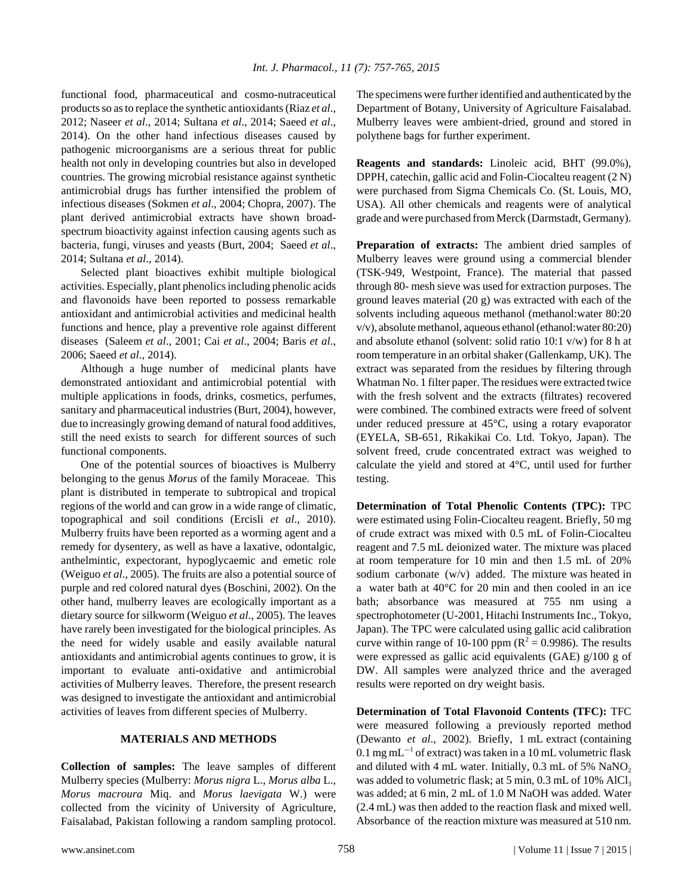functional food, pharmaceutical and cosmo-nutraceutical products so as to replace the synthetic antioxidants (Riaz *et al*., 2012; Naseer *et al*., 2014; Sultana *et al*., 2014; Saeed *et al*., 2014). On the other hand infectious diseases caused by pathogenic microorganisms are a serious threat for public health not only in developing countries but also in developed countries. The growing microbial resistance against synthetic antimicrobial drugs has further intensified the problem of infectious diseases (Sokmen *et al*., 2004; Chopra, 2007). The plant derived antimicrobial extracts have shown broad-spectrum bioactivity against infection causing agents such as bacteria, fungi, viruses and yeasts (Burt, 2004; Saeed *et al*., 2014; Sultana *et al*., 2014).

Selected plant bioactives exhibit multiple biological activities. Especially, plant phenolics including phenolic acids and flavonoids have been reported to possess remarkable antioxidant and antimicrobial activities and medicinal health functions and hence, play a preventive role against different diseases (Saleem *et al*., 2001; Cai *et al*., 2004; Baris *et al*., 2006; Saeed *et al*., 2014).

Although a huge number of medicinal plants have demonstrated antioxidant and antimicrobial potential with multiple applications in foods, drinks, cosmetics, perfumes, sanitary and pharmaceutical industries (Burt, 2004), however, due to increasingly growing demand of natural food additives, still the need exists to search for different sources of such functional components.

One of the potential sources of bioactives is Mulberry belonging to the genus *Morus* of the family Moraceae. This plant is distributed in temperate to subtropical and tropical regions of the world and can grow in a wide range of climatic, topographical and soil conditions (Ercisli *et al*., 2010). Mulberry fruits have been reported as a worming agent and a remedy for dysentery, as well as have a laxative, odontalgic, anthelmintic, expectorant, hypoglycaemic and emetic role (Weiguo *et al*., 2005). The fruits are also a potential source of purple and red colored natural dyes (Boschini, 2002). On the other hand, mulberry leaves are ecologically important as a dietary source for silkworm (Weiguo *et al*., 2005). The leaves have rarely been investigated for the biological principles. As the need for widely usable and easily available natural antioxidants and antimicrobial agents continues to grow, it is important to evaluate anti-oxidative and antimicrobial activities of Mulberry leaves. Therefore, the present research was designed to investigate the antioxidant and antimicrobial activities of leaves from different species of Mulberry.

## MATERIALS AND METHODS

**Collection of samples:** The leave samples of different Mulberry species (Mulberry: *Morus nigra* L., *Morus alba* L., *Morus macroura* Miq. and *Morus laevigata* W.) were collected from the vicinity of University of Agriculture, Faisalabad, Pakistan following a random sampling protocol. The specimens were further identified and authenticated by the Department of Botany, University of Agriculture Faisalabad. Mulberry leaves were ambient-dried, ground and stored in polythene bags for further experiment.

**Reagents and standards:** Linoleic acid, BHT (99.0%), DPPH, catechin, gallic acid and Folin-Ciocalteu reagent (2 N) were purchased from Sigma Chemicals Co. (St. Louis, MO, USA). All other chemicals and reagents were of analytical grade and were purchased from Merck (Darmstadt, Germany).

**Preparation of extracts:** The ambient dried samples of Mulberry leaves were ground using a commercial blender (TSK-949, Westpoint, France). The material that passed through 80- mesh sieve was used for extraction purposes. The ground leaves material (20 g) was extracted with each of the solvents including aqueous methanol (methanol:water 80:20 v/v), absolute methanol, aqueous ethanol (ethanol:water 80:20) and absolute ethanol (solvent: solid ratio 10:1 v/w) for 8 h at room temperature in an orbital shaker (Gallenkamp, UK). The extract was separated from the residues by filtering through Whatman No. 1 filter paper. The residues were extracted twice with the fresh solvent and the extracts (filtrates) recovered were combined. The combined extracts were freed of solvent under reduced pressure at 45°C, using a rotary evaporator (EYELA, SB-651, Rikakikai Co. Ltd. Tokyo, Japan). The solvent freed, crude concentrated extract was weighed to calculate the yield and stored at 4°C, until used for further testing.

**Determination of Total Phenolic Contents (TPC):** TPC were estimated using Folin-Ciocalteu reagent. Briefly, 50 mg of crude extract was mixed with 0.5 mL of Folin-Ciocalteu reagent and 7.5 mL deionized water. The mixture was placed at room temperature for 10 min and then 1.5 mL of 20% sodium carbonate (w/v) added. The mixture was heated in a water bath at 40°C for 20 min and then cooled in an ice bath; absorbance was measured at 755 nm using a spectrophotometer (U-2001, Hitachi Instruments Inc., Tokyo, Japan). The TPC were calculated using gallic acid calibration curve within range of 10-100 ppm ($R^2 = 0.9986$). The results were expressed as gallic acid equivalents (GAE) g/100 g of DW. All samples were analyzed thrice and the averaged results were reported on dry weight basis.

**Determination of Total Flavonoid Contents (TFC):** TFC were measured following a previously reported method (Dewanto *et al*., 2002). Briefly, 1 mL extract (containing 0.1 mg $mL^{-1}$ of extract) was taken in a 10 mL volumetric flask and diluted with 4 mL water. Initially, 0.3 mL of 5% $NaNO_2$ was added to volumetric flask; at 5 min, 0.3 mL of 10% $AlCl_3$ was added; at 6 min, 2 mL of 1.0 M NaOH was added. Water (2.4 mL) was then added to the reaction flask and mixed well. Absorbance of the reaction mixture was measured at 510 nm.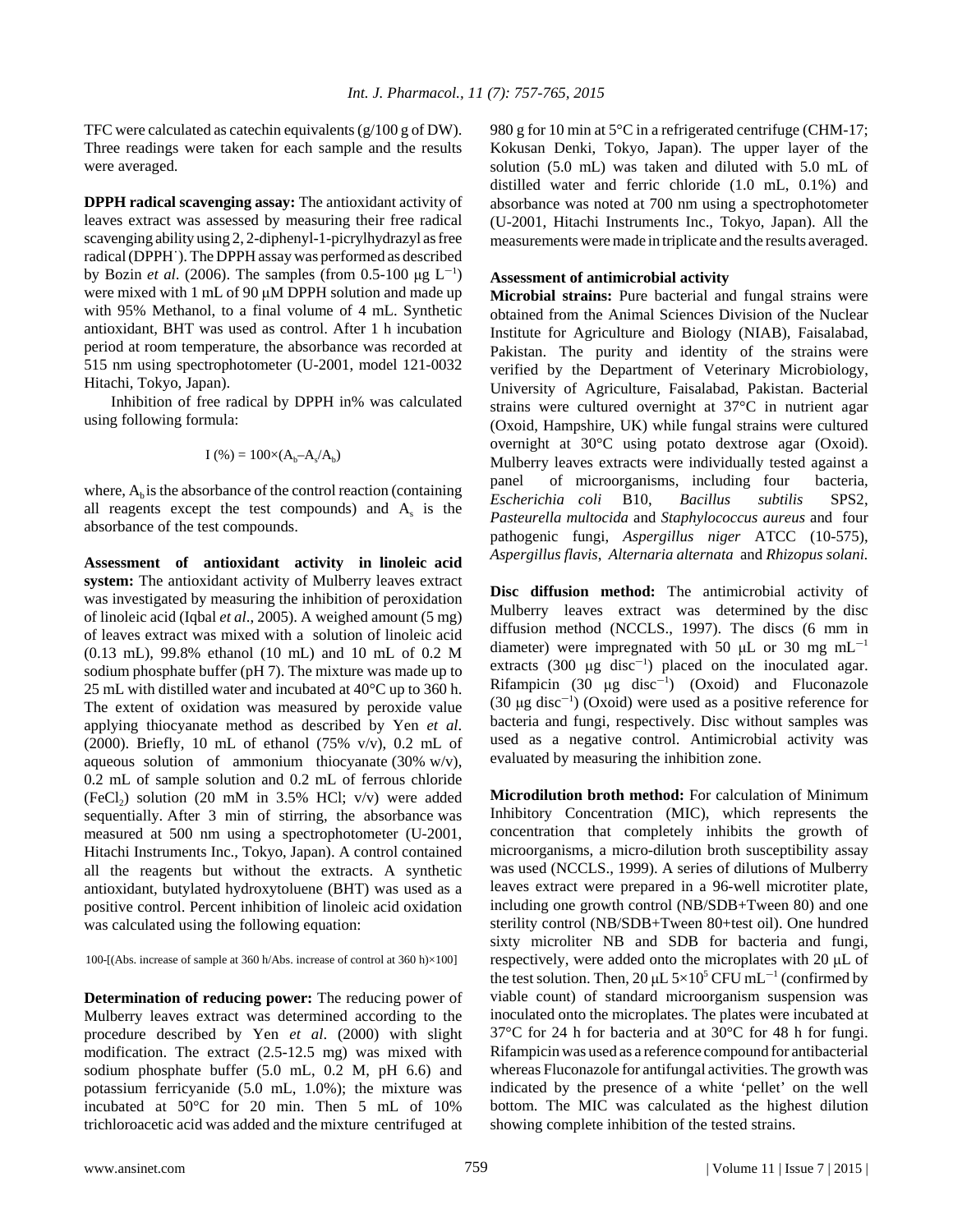TFC were calculated as catechin equivalents (g/100 g of DW). Three readings were taken for each sample and the results were averaged.

**DPPH radical scavenging assay:** The antioxidant activity of leaves extract was assessed by measuring their free radical scavenging ability using 2, 2-diphenyl-1-picrylhydrazyl as free radical ($DPPH^{\cdot}$). The DPPH assay was performed as described by Bozin *et al*. (2006). The samples (from 0.5-100 μg $L^{-1}$) were mixed with 1 mL of 90 μM DPPH solution and made up with 95% Methanol, to a final volume of 4 mL. Synthetic antioxidant, BHT was used as control. After 1 h incubation period at room temperature, the absorbance was recorded at 515 nm using spectrophotometer (U-2001, model 121-0032 Hitachi, Tokyo, Japan).

Inhibition of free radical by DPPH in% was calculated using following formula:

$$I\ (\%) = 100 \times (A_b - A_s / A_b)$$

where, $A_b$ is the absorbance of the control reaction (containing all reagents except the test compounds) and $A_s$ is the absorbance of the test compounds.

**Assessment of antioxidant activity in linoleic acid system:** The antioxidant activity of Mulberry leaves extract was investigated by measuring the inhibition of peroxidation of linoleic acid (Iqbal *et al*., 2005). A weighed amount (5 mg) of leaves extract was mixed with a solution of linoleic acid (0.13 mL), 99.8% ethanol (10 mL) and 10 mL of 0.2 M sodium phosphate buffer (pH 7). The mixture was made up to 25 mL with distilled water and incubated at 40°C up to 360 h. The extent of oxidation was measured by peroxide value applying thiocyanate method as described by Yen *et al*. (2000). Briefly, 10 mL of ethanol (75% v/v), 0.2 mL of aqueous solution of ammonium thiocyanate (30% w/v), 0.2 mL of sample solution and 0.2 mL of ferrous chloride ($FeCl_2$) solution (20 mM in 3.5% HCl; v/v) were added sequentially. After 3 min of stirring, the absorbance was measured at 500 nm using a spectrophotometer (U-2001, Hitachi Instruments Inc., Tokyo, Japan). A control contained all the reagents but without the extracts. A synthetic antioxidant, butylated hydroxytoluene (BHT) was used as a positive control. Percent inhibition of linoleic acid oxidation was calculated using the following equation:

$$100 - [(\text{Abs. increase of sample at 360 h} / \text{Abs. increase of control at 360 h}) \times 100]$$

**Determination of reducing power:** The reducing power of Mulberry leaves extract was determined according to the procedure described by Yen *et al*. (2000) with slight modification. The extract (2.5-12.5 mg) was mixed with sodium phosphate buffer (5.0 mL, 0.2 M, pH 6.6) and potassium ferricyanide (5.0 mL, 1.0%); the mixture was incubated at 50°C for 20 min. Then 5 mL of 10% trichloroacetic acid was added and the mixture centrifuged at 980 g for 10 min at 5°C in a refrigerated centrifuge (CHM-17; Kokusan Denki, Tokyo, Japan). The upper layer of the solution (5.0 mL) was taken and diluted with 5.0 mL of distilled water and ferric chloride (1.0 mL, 0.1%) and absorbance was noted at 700 nm using a spectrophotometer (U-2001, Hitachi Instruments Inc., Tokyo, Japan). All the measurements were made in triplicate and the results averaged.

**Assessment of antimicrobial activity**

**Microbial strains:** Pure bacterial and fungal strains were obtained from the Animal Sciences Division of the Nuclear Institute for Agriculture and Biology (NIAB), Faisalabad, Pakistan. The purity and identity of the strains were verified by the Department of Veterinary Microbiology, University of Agriculture, Faisalabad, Pakistan. Bacterial strains were cultured overnight at 37°C in nutrient agar (Oxoid, Hampshire, UK) while fungal strains were cultured overnight at 30°C using potato dextrose agar (Oxoid). Mulberry leaves extracts were individually tested against a panel of microorganisms, including four bacteria, *Escherichia coli* B10, *Bacillus subtilis* SPS2, *Pasteurella multocida* and *Staphylococcus aureus* and four pathogenic fungi, *Aspergillus niger* ATCC (10-575), *Aspergillus flavis*, *Alternaria alternata* and *Rhizopus solani.*

**Disc diffusion method:** The antimicrobial activity of Mulberry leaves extract was determined by the disc diffusion method (NCCLS., 1997). The discs (6 mm in diameter) were impregnated with 50 μL or 30 mg $mL^{-1}$ extracts (300 μg $disc^{-1}$) placed on the inoculated agar. Rifampicin (30 μg $disc^{-1}$) (Oxoid) and Fluconazole (30 μg $disc^{-1}$) (Oxoid) were used as a positive reference for bacteria and fungi, respectively. Disc without samples was used as a negative control. Antimicrobial activity was evaluated by measuring the inhibition zone.

**Microdilution broth method:** For calculation of Minimum Inhibitory Concentration (MIC), which represents the concentration that completely inhibits the growth of microorganisms, a micro-dilution broth susceptibility assay was used (NCCLS., 1999). A series of dilutions of Mulberry leaves extract were prepared in a 96-well microtiter plate, including one growth control (NB/SDB+Tween 80) and one sterility control (NB/SDB+Tween 80+test oil). One hundred sixty microliter NB and SDB for bacteria and fungi, respectively, were added onto the microplates with 20 μL of the test solution. Then, 20 μL $5\times10^5$ CFU $mL^{-1}$ (confirmed by viable count) of standard microorganism suspension was inoculated onto the microplates. The plates were incubated at 37°C for 24 h for bacteria and at 30°C for 48 h for fungi. Rifampicin was used as a reference compound for antibacterial whereas Fluconazole for antifungal activities. The growth was indicated by the presence of a white 'pellet' on the well bottom. The MIC was calculated as the highest dilution showing complete inhibition of the tested strains.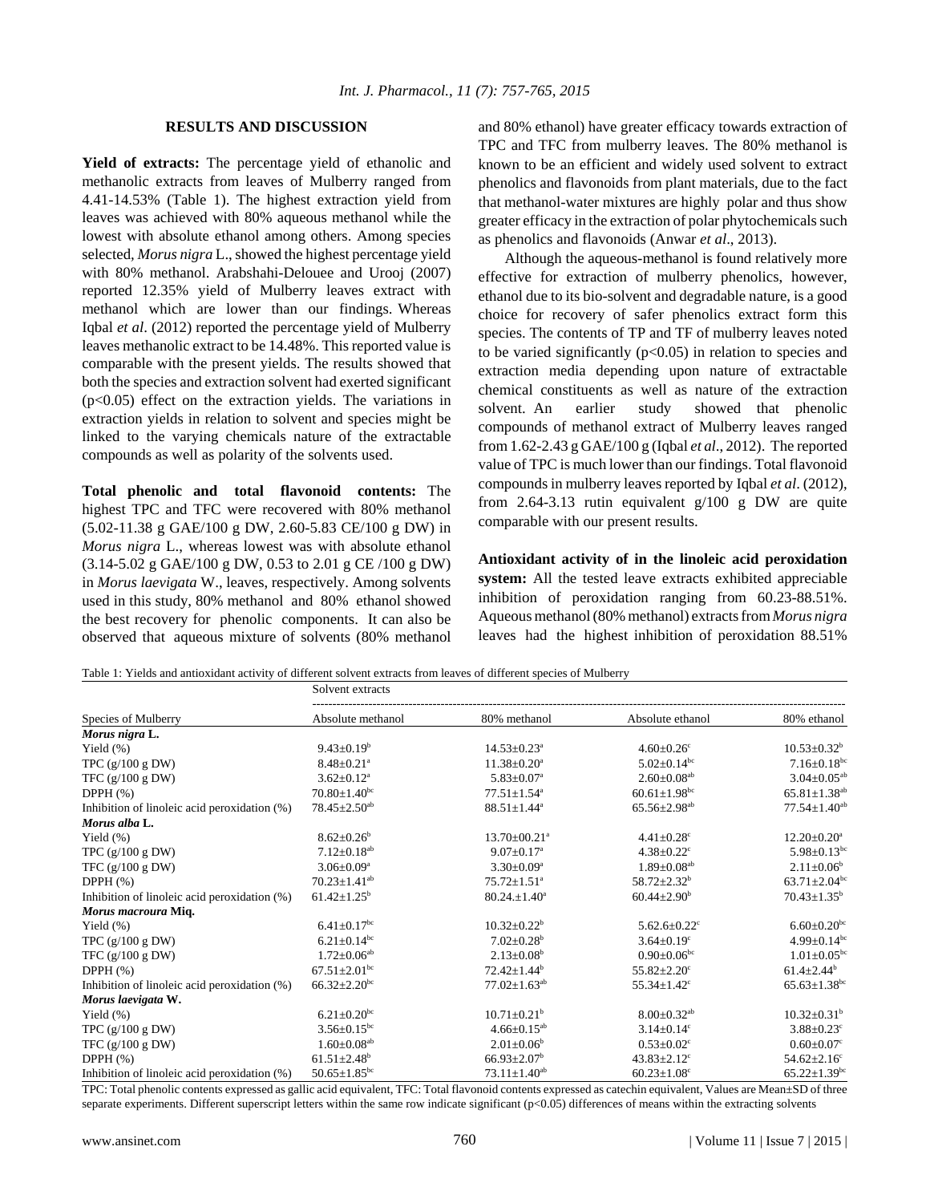## RESULTS AND DISCUSSION

**Yield of extracts:** The percentage yield of ethanolic and methanolic extracts from leaves of Mulberry ranged from 4.41-14.53% (Table 1). The highest extraction yield from leaves was achieved with 80% aqueous methanol while the lowest with absolute ethanol among others. Among species selected, *Morus nigra* L., showed the highest percentage yield with 80% methanol. Arabshahi-Delouee and Urooj (2007) reported 12.35% yield of Mulberry leaves extract with methanol which are lower than our findings. Whereas Iqbal *et al*. (2012) reported the percentage yield of Mulberry leaves methanolic extract to be 14.48%. This reported value is comparable with the present yields. The results showed that both the species and extraction solvent had exerted significant ($p<0.05$) effect on the extraction yields. The variations in extraction yields in relation to solvent and species might be linked to the varying chemicals nature of the extractable compounds as well as polarity of the solvents used.

**Total phenolic and total flavonoid contents:** The highest TPC and TFC were recovered with 80% methanol (5.02-11.38 g GAE/100 g DW, 2.60-5.83 CE/100 g DW) in *Morus nigra* L., whereas lowest was with absolute ethanol (3.14-5.02 g GAE/100 g DW, 0.53 to 2.01 g CE /100 g DW) in *Morus laevigata* W., leaves, respectively. Among solvents used in this study, 80% methanol and 80% ethanol showed the best recovery for phenolic components. It can also be observed that aqueous mixture of solvents (80% methanol and 80% ethanol) have greater efficacy towards extraction of TPC and TFC from mulberry leaves. The 80% methanol is known to be an efficient and widely used solvent to extract phenolics and flavonoids from plant materials, due to the fact that methanol-water mixtures are highly polar and thus show greater efficacy in the extraction of polar phytochemicals such as phenolics and flavonoids (Anwar *et al*., 2013).

Although the aqueous-methanol is found relatively more effective for extraction of mulberry phenolics, however, ethanol due to its bio-solvent and degradable nature, is a good choice for recovery of safer phenolics extract form this species. The contents of TP and TF of mulberry leaves noted to be varied significantly ($p<0.05$) in relation to species and extraction media depending upon nature of extractable chemical constituents as well as nature of the extraction solvent. An earlier study showed that phenolic compounds of methanol extract of Mulberry leaves ranged from 1.62-2.43 g GAE/100 g (Iqbal *et al*., 2012). The reported value of TPC is much lower than our findings. Total flavonoid compounds in mulberry leaves reported by Iqbal *et al*. (2012), from 2.64-3.13 rutin equivalent g/100 g DW are quite comparable with our present results.

**Antioxidant activity of in the linoleic acid peroxidation system:** All the tested leave extracts exhibited appreciable inhibition of peroxidation ranging from 60.23-88.51%. Aqueous methanol (80% methanol) extracts from *Morus nigra* leaves had the highest inhibition of peroxidation 88.51%

Table 1: Yields and antioxidant activity of different solvent extracts from leaves of different species of Mulberry

| | Solvent extracts | | | |
|---|---|---|---|---|
| Species of Mulberry | Absolute methanol | 80% methanol | Absolute ethanol | 80% ethanol |
| ***Morus nigra* L.** | | | | |
| Yield (%) | 9.43±0.19[b] | 14.53±0.23[a] | 4.60±0.26[c] | 10.53±0.32[b] |
| TPC (g/100 g DW) | 8.48±0.21[a] | 11.38±0.20[a] | 5.02±0.14[bc] | 7.16±0.18[bc] |
| TFC (g/100 g DW) | 3.62±0.12[a] | 5.83±0.07[a] | 2.60±0.08[ab] | 3.04±0.05[ab] |
| DPPH (%) | 70.80±1.40[bc] | 77.51±1.54[a] | 60.61±1.98[bc] | 65.81±1.38[ab] |
| Inhibition of linoleic acid peroxidation (%) | 78.45±2.50[ab] | 88.51±1.44[a] | 65.56±2.98[ab] | 77.54±1.40[ab] |
| ***Morus alba* L.** | | | | |
| Yield (%) | 8.62±0.26[b] | 13.70±00.21[a] | 4.41±0.28[c] | 12.20±0.20[a] |
| TPC (g/100 g DW) | 7.12±0.18[ab] | 9.07±0.17[a] | 4.38±0.22[c] | 5.98±0.13[bc] |
| TFC (g/100 g DW) | 3.06±0.09[a] | 3.30±0.09[a] | 1.89±0.08[ab] | 2.11±0.06[b] |
| DPPH (%) | 70.23±1.41[ab] | 75.72±1.51[a] | 58.72±2.32[b] | 63.71±2.04[bc] |
| Inhibition of linoleic acid peroxidation (%) | 61.42±1.25[b] | 80.24.±1.40[a] | 60.44±2.90[b] | 70.43±1.35[b] |
| ***Morus macroura* Miq.** | | | | |
| Yield (%) | 6.41±0.17[bc] | 10.32±0.22[b] | 5.62.6±0.22[c] | 6.60±0.20[bc] |
| TPC (g/100 g DW) | 6.21±0.14[bc] | 7.02±0.28[b] | 3.64±0.19[c] | 4.99±0.14[bc] |
| TFC (g/100 g DW) | 1.72±0.06[ab] | 2.13±0.08[b] | 0.90±0.06[bc] | 1.01±0.05[bc] |
| DPPH (%) | 67.51±2.01[bc] | 72.42±1.44[b] | 55.82±2.20[c] | 61.4±2.44[b] |
| Inhibition of linoleic acid peroxidation (%) | 66.32±2.20[bc] | 77.02±1.63[ab] | 55.34±1.42[c] | 65.63±1.38[bc] |
| ***Morus laevigata* W.** | | | | |
| Yield (%) | 6.21±0.20[bc] | 10.71±0.21[b] | 8.00±0.32[ab] | 10.32±0.31[b] |
| TPC (g/100 g DW) | 3.56±0.15[bc] | 4.66±0.15[ab] | 3.14±0.14[c] | 3.88±0.23[c] |
| TFC (g/100 g DW) | 1.60±0.08[ab] | 2.01±0.06[b] | 0.53±0.02[c] | 0.60±0.07[c] |
| DPPH (%) | 61.51±2.48[b] | 66.93±2.07[b] | 43.83±2.12[c] | 54.62±2.16[c] |
| Inhibition of linoleic acid peroxidation (%) | 50.65±1.85[bc] | 73.11±1.40[ab] | 60.23±1.08[c] | 65.22±1.39[bc] |

TPC: Total phenolic contents expressed as gallic acid equivalent, TFC: Total flavonoid contents expressed as catechin equivalent, Values are Mean±SD of three separate experiments. Different superscript letters within the same row indicate significant ($p<0.05$) differences of means within the extracting solvents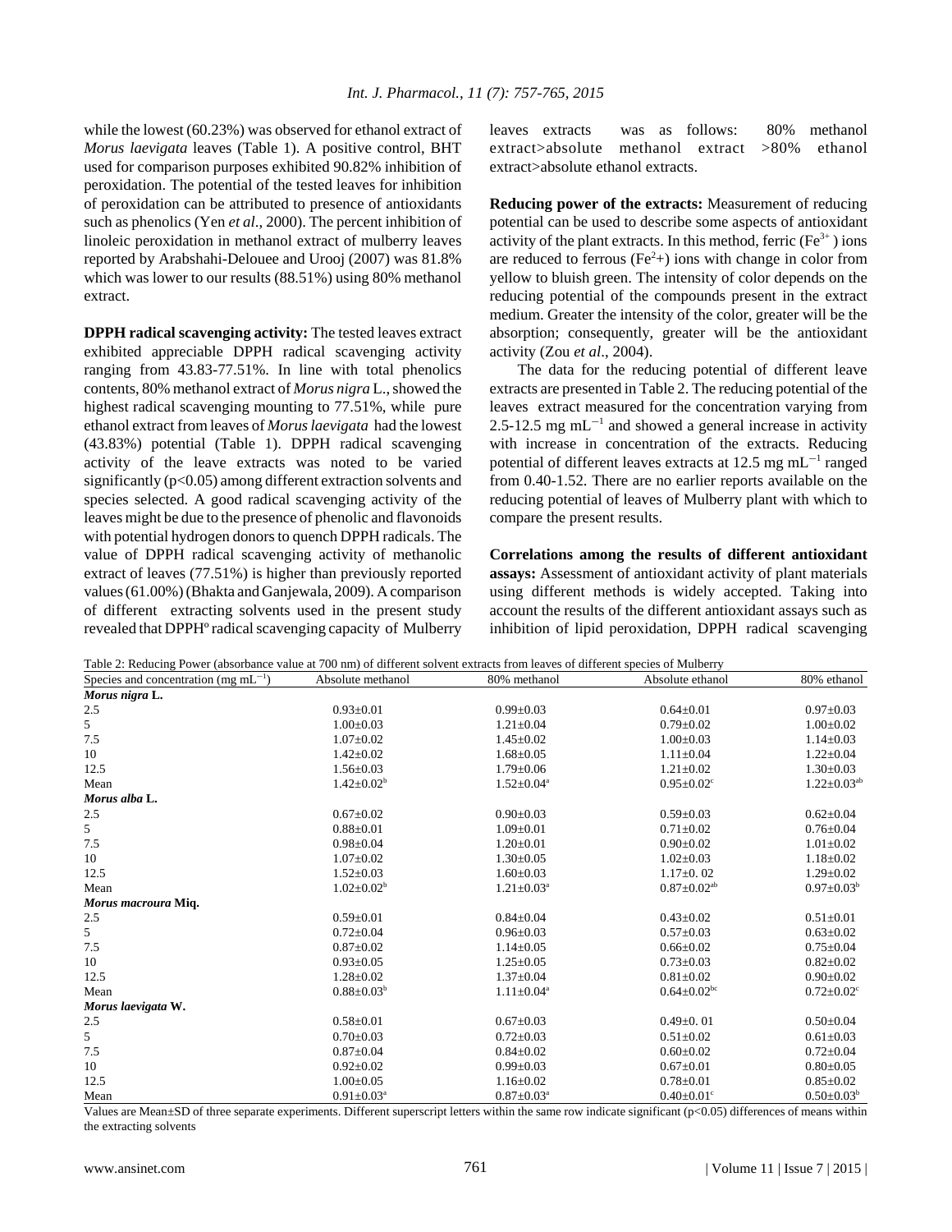while the lowest (60.23%) was observed for ethanol extract of *Morus laevigata* leaves (Table 1). A positive control, BHT used for comparison purposes exhibited 90.82% inhibition of peroxidation. The potential of the tested leaves for inhibition of peroxidation can be attributed to presence of antioxidants such as phenolics (Yen *et al*., 2000). The percent inhibition of linoleic peroxidation in methanol extract of mulberry leaves reported by Arabshahi-Delouee and Urooj (2007) was 81.8% which was lower to our results (88.51%) using 80% methanol extract.

**DPPH radical scavenging activity:** The tested leaves extract exhibited appreciable DPPH radical scavenging activity ranging from 43.83-77.51%. In line with total phenolics contents, 80% methanol extract of *Morus nigra* L., showed the highest radical scavenging mounting to 77.51%, while pure ethanol extract from leaves of *Morus laevigata* had the lowest (43.83%) potential (Table 1). DPPH radical scavenging activity of the leave extracts was noted to be varied significantly ($p<0.05$) among different extraction solvents and species selected. A good radical scavenging activity of the leaves might be due to the presence of phenolic and flavonoids with potential hydrogen donors to quench DPPH radicals. The value of DPPH radical scavenging activity of methanolic extract of leaves (77.51%) is higher than previously reported values (61.00%) (Bhakta and Ganjewala, 2009). A comparison of different extracting solvents used in the present study revealed that DPPH$^o$ radical scavenging capacity of Mulberry leaves extracts was as follows: 80% methanol extract>absolute methanol extract >80% ethanol extract>absolute ethanol extracts.

**Reducing power of the extracts:** Measurement of reducing potential can be used to describe some aspects of antioxidant activity of the plant extracts. In this method, ferric ($Fe^{3+}$) ions are reduced to ferrous ($Fe^{2}$+) ions with change in color from yellow to bluish green. The intensity of color depends on the reducing potential of the compounds present in the extract medium. Greater the intensity of the color, greater will be the absorption; consequently, greater will be the antioxidant activity (Zou *et al*., 2004).

The data for the reducing potential of different leave extracts are presented in Table 2. The reducing potential of the leaves extract measured for the concentration varying from 2.5-12.5 mg $mL^{-1}$ and showed a general increase in activity with increase in concentration of the extracts. Reducing potential of different leaves extracts at 12.5 mg $mL^{-1}$ ranged from 0.40-1.52. There are no earlier reports available on the reducing potential of leaves of Mulberry plant with which to compare the present results.

**Correlations among the results of different antioxidant assays:** Assessment of antioxidant activity of plant materials using different methods is widely accepted. Taking into account the results of the different antioxidant assays such as inhibition of lipid peroxidation, DPPH radical scavenging

Table 2: Reducing Power (absorbance value at 700 nm) of different solvent extracts from leaves of different species of Mulberry

| Species and concentration (mg $mL^{-1}$) | Absolute methanol | 80% methanol | Absolute ethanol | 80% ethanol |
|---|---|---|---|---|
| ***Morus nigra* L.** | | | | |
| 2.5 | 0.93±0.01 | 0.99±0.03 | 0.64±0.01 | 0.97±0.03 |
| 5 | 1.00±0.03 | 1.21±0.04 | 0.79±0.02 | 1.00±0.02 |
| 7.5 | 1.07±0.02 | 1.45±0.02 | 1.00±0.03 | 1.14±0.03 |
| 10 | 1.42±0.02 | 1.68±0.05 | 1.11±0.04 | 1.22±0.04 |
| 12.5 | 1.56±0.03 | 1.79±0.06 | 1.21±0.02 | 1.30±0.03 |
| Mean | 1.42±0.02$^{b}$ | 1.52±0.04$^{a}$ | 0.95±0.02$^{c}$ | 1.22±0.03$^{ab}$ |
| ***Morus alba* L.** | | | | |
| 2.5 | 0.67±0.02 | 0.90±0.03 | 0.59±0.03 | 0.62±0.04 |
| 5 | 0.88±0.01 | 1.09±0.01 | 0.71±0.02 | 0.76±0.04 |
| 7.5 | 0.98±0.04 | 1.20±0.01 | 0.90±0.02 | 1.01±0.02 |
| 10 | 1.07±0.02 | 1.30±0.05 | 1.02±0.03 | 1.18±0.02 |
| 12.5 | 1.52±0.03 | 1.60±0.03 | 1.17±0. 02 | 1.29±0.02 |
| Mean | 1.02±0.02$^{b}$ | 1.21±0.03$^{a}$ | 0.87±0.02$^{ab}$ | 0.97±0.03$^{b}$ |
| ***Morus macroura* Miq.** | | | | |
| 2.5 | 0.59±0.01 | 0.84±0.04 | 0.43±0.02 | 0.51±0.01 |
| 5 | 0.72±0.04 | 0.96±0.03 | 0.57±0.03 | 0.63±0.02 |
| 7.5 | 0.87±0.02 | 1.14±0.05 | 0.66±0.02 | 0.75±0.04 |
| 10 | 0.93±0.05 | 1.25±0.05 | 0.73±0.03 | 0.82±0.02 |
| 12.5 | 1.28±0.02 | 1.37±0.04 | 0.81±0.02 | 0.90±0.02 |
| Mean | 0.88±0.03$^{b}$ | 1.11±0.04$^{a}$ | 0.64±0.02$^{bc}$ | 0.72±0.02$^{c}$ |
| ***Morus laevigata* W.** | | | | |
| 2.5 | 0.58±0.01 | 0.67±0.03 | 0.49±0. 01 | 0.50±0.04 |
| 5 | 0.70±0.03 | 0.72±0.03 | 0.51±0.02 | 0.61±0.03 |
| 7.5 | 0.87±0.04 | 0.84±0.02 | 0.60±0.02 | 0.72±0.04 |
| 10 | 0.92±0.02 | 0.99±0.03 | 0.67±0.01 | 0.80±0.05 |
| 12.5 | 1.00±0.05 | 1.16±0.02 | 0.78±0.01 | 0.85±0.02 |
| Mean | 0.91±0.03$^{a}$ | 0.87±0.03$^{a}$ | 0.40±0.01$^{c}$ | 0.50±0.03$^{b}$ |

Values are Mean±SD of three separate experiments. Different superscript letters within the same row indicate significant ($p<0.05$) differences of means within the extracting solvents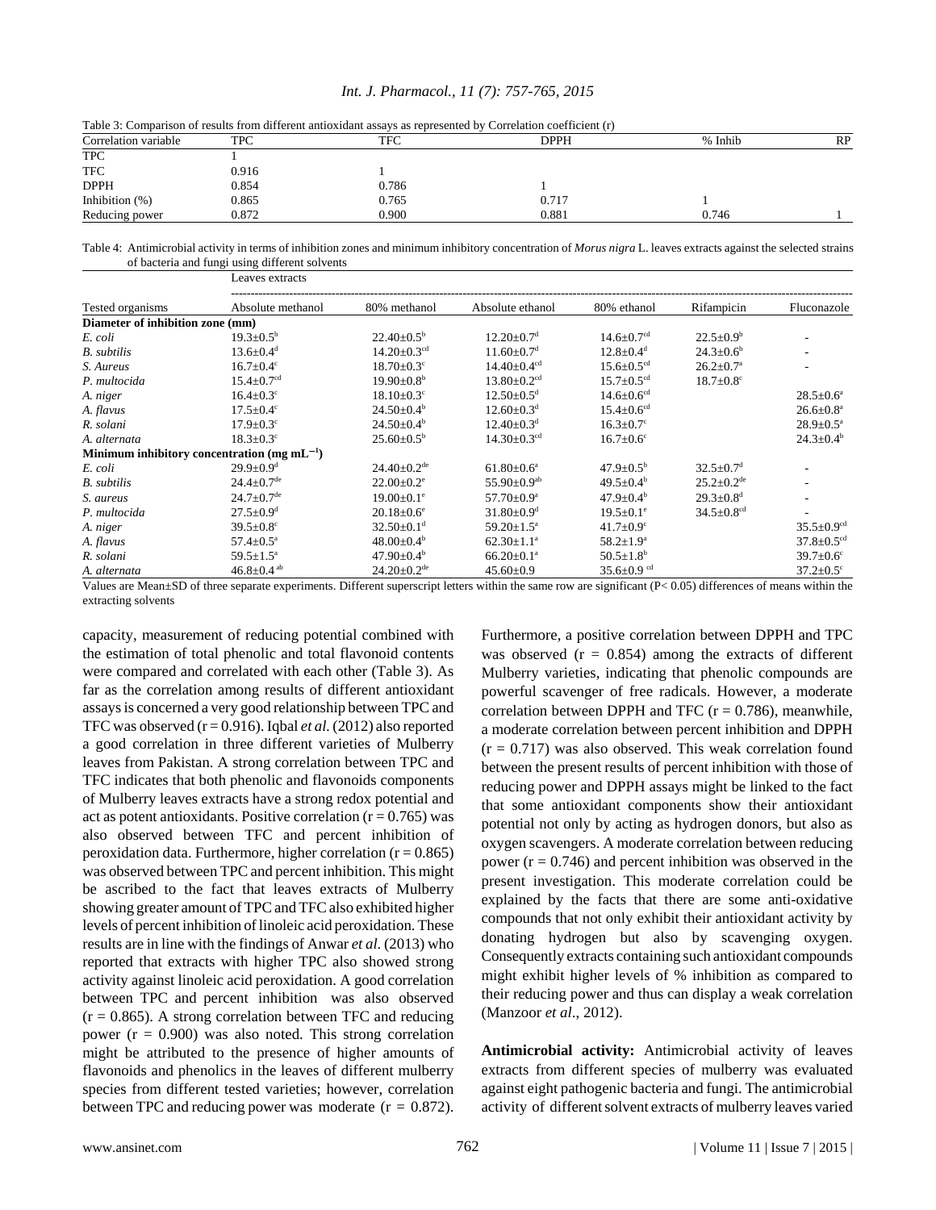Table 3: Comparison of results from different antioxidant assays as represented by Correlation coefficient (r)

| Correlation variable | TPC | TFC | DPPH | % Inhib | RP |
|---|---|---|---|---|---|
| TPC | 1 | | | | |
| TFC | 0.916 | 1 | | | |
| DPPH | 0.854 | 0.786 | 1 | | |
| Inhibition (%) | 0.865 | 0.765 | 0.717 | 1 | |
| Reducing power | 0.872 | 0.900 | 0.881 | 0.746 | 1 |

Table 4: Antimicrobial activity in terms of inhibition zones and minimum inhibitory concentration of *Morus nigra* L. leaves extracts against the selected strains of bacteria and fungi using different solvents

| | Leaves extracts | | | | | |
|---|---|---|---|---|---|---|
| Tested organisms | Absolute methanol | 80% methanol | Absolute ethanol | 80% ethanol | Rifampicin | Fluconazole |
| **Diameter of inhibition zone (mm)** | | | | | | |
| *E. coli* | $19.3\pm0.5^{b}$ | $22.40\pm0.5^{b}$ | $12.20\pm0.7^{d}$ | $14.6\pm0.7^{cd}$ | $22.5\pm0.9^{b}$ | - |
| *B. subtilis* | $13.6\pm0.4^{d}$ | $14.20\pm0.3^{cd}$ | $11.60\pm0.7^{d}$ | $12.8\pm0.4^{d}$ | $24.3\pm0.6^{b}$ | - |
| *S. Aureus* | $16.7\pm0.4^{c}$ | $18.70\pm0.3^{c}$ | $14.40\pm0.4^{cd}$ | $15.6\pm0.5^{cd}$ | $26.2\pm0.7^{a}$ | - |
| *P. multocida* | $15.4\pm0.7^{cd}$ | $19.90\pm0.8^{b}$ | $13.80\pm0.2^{cd}$ | $15.7\pm0.5^{cd}$ | $18.7\pm0.8^{c}$ | |
| *A. niger* | $16.4\pm0.3^{c}$ | $18.10\pm0.3^{c}$ | $12.50\pm0.5^{d}$ | $14.6\pm0.6^{cd}$ | | $28.5\pm0.6^{a}$ |
| *A. flavus* | $17.5\pm0.4^{c}$ | $24.50\pm0.4^{b}$ | $12.60\pm0.3^{d}$ | $15.4\pm0.6^{cd}$ | | $26.6\pm0.8^{a}$ |
| *R. solani* | $17.9\pm0.3^{c}$ | $24.50\pm0.4^{b}$ | $12.40\pm0.3^{d}$ | $16.3\pm0.7^{c}$ | | $28.9\pm0.5^{a}$ |
| *A. alternata* | $18.3\pm0.3^{c}$ | $25.60\pm0.5^{b}$ | $14.30\pm0.3^{cd}$ | $16.7\pm0.6^{c}$ | | $24.3\pm0.4^{b}$ |
| **Minimum inhibitory concentration (mg mL$^{-1}$)** | | | | | | |
| *E. coli* | $29.9\pm0.9^{d}$ | $24.40\pm0.2^{de}$ | $61.80\pm0.6^{a}$ | $47.9\pm0.5^{b}$ | $32.5\pm0.7^{d}$ | - |
| *B. subtilis* | $24.4\pm0.7^{de}$ | $22.00\pm0.2^{e}$ | $55.90\pm0.9^{ab}$ | $49.5\pm0.4^{b}$ | $25.2\pm0.2^{de}$ | - |
| *S. aureus* | $24.7\pm0.7^{de}$ | $19.00\pm0.1^{e}$ | $57.70\pm0.9^{a}$ | $47.9\pm0.4^{b}$ | $29.3\pm0.8^{d}$ | - |
| *P. multocida* | $27.5\pm0.9^{d}$ | $20.18\pm0.6^{e}$ | $31.80\pm0.9^{d}$ | $19.5\pm0.1^{e}$ | $34.5\pm0.8^{cd}$ | - |
| *A. niger* | $39.5\pm0.8^{c}$ | $32.50\pm0.1^{d}$ | $59.20\pm1.5^{a}$ | $41.7\pm0.9^{c}$ | | $35.5\pm0.9^{cd}$ |
| *A. flavus* | $57.4\pm0.5^{a}$ | $48.00\pm0.4^{b}$ | $62.30\pm1.1^{a}$ | $58.2\pm1.9^{a}$ | | $37.8\pm0.5^{cd}$ |
| *R. solani* | $59.5\pm1.5^{a}$ | $47.90\pm0.4^{b}$ | $66.20\pm0.1^{a}$ | $50.5\pm1.8^{b}$ | | $39.7\pm0.6^{c}$ |
| *A. alternata* | $46.8\pm0.4^{ab}$ | $24.20\pm0.2^{de}$ | $45.60\pm0.9$ | $35.6\pm0.9^{cd}$ | | $37.2\pm0.5^{c}$ |

Values are Mean±SD of three separate experiments. Different superscript letters within the same row are significant ($P< 0.05$) differences of means within the extracting solvents

capacity, measurement of reducing potential combined with the estimation of total phenolic and total flavonoid contents were compared and correlated with each other (Table 3). As far as the correlation among results of different antioxidant assays is concerned a very good relationship between TPC and TFC was observed ($r = 0.916$). Iqbal *et al.* (2012) also reported a good correlation in three different varieties of Mulberry leaves from Pakistan. A strong correlation between TPC and TFC indicates that both phenolic and flavonoids components of Mulberry leaves extracts have a strong redox potential and act as potent antioxidants. Positive correlation ($r = 0.765$) was also observed between TFC and percent inhibition of peroxidation data. Furthermore, higher correlation ($r = 0.865$) was observed between TPC and percent inhibition. This might be ascribed to the fact that leaves extracts of Mulberry showing greater amount of TPC and TFC also exhibited higher levels of percent inhibition of linoleic acid peroxidation. These results are in line with the findings of Anwar *et al.* (2013) who reported that extracts with higher TPC also showed strong activity against linoleic acid peroxidation. A good correlation between TPC and percent inhibition was also observed ($r = 0.865$). A strong correlation between TFC and reducing power ($r = 0.900$) was also noted. This strong correlation might be attributed to the presence of higher amounts of flavonoids and phenolics in the leaves of different mulberry species from different tested varieties; however, correlation between TPC and reducing power was moderate ($r = 0.872$). Furthermore, a positive correlation between DPPH and TPC was observed ($r = 0.854$) among the extracts of different Mulberry varieties, indicating that phenolic compounds are powerful scavenger of free radicals. However, a moderate correlation between DPPH and TFC ($r = 0.786$), meanwhile, a moderate correlation between percent inhibition and DPPH ($r = 0.717$) was also observed. This weak correlation found between the present results of percent inhibition with those of reducing power and DPPH assays might be linked to the fact that some antioxidant components show their antioxidant potential not only by acting as hydrogen donors, but also as oxygen scavengers. A moderate correlation between reducing power ($r = 0.746$) and percent inhibition was observed in the present investigation. This moderate correlation could be explained by the facts that there are some anti-oxidative compounds that not only exhibit their antioxidant activity by donating hydrogen but also by scavenging oxygen. Consequently extracts containing such antioxidant compounds might exhibit higher levels of % inhibition as compared to their reducing power and thus can display a weak correlation (Manzoor *et al*., 2012).

**Antimicrobial activity:** Antimicrobial activity of leaves extracts from different species of mulberry was evaluated against eight pathogenic bacteria and fungi. The antimicrobial activity of different solvent extracts of mulberry leaves varied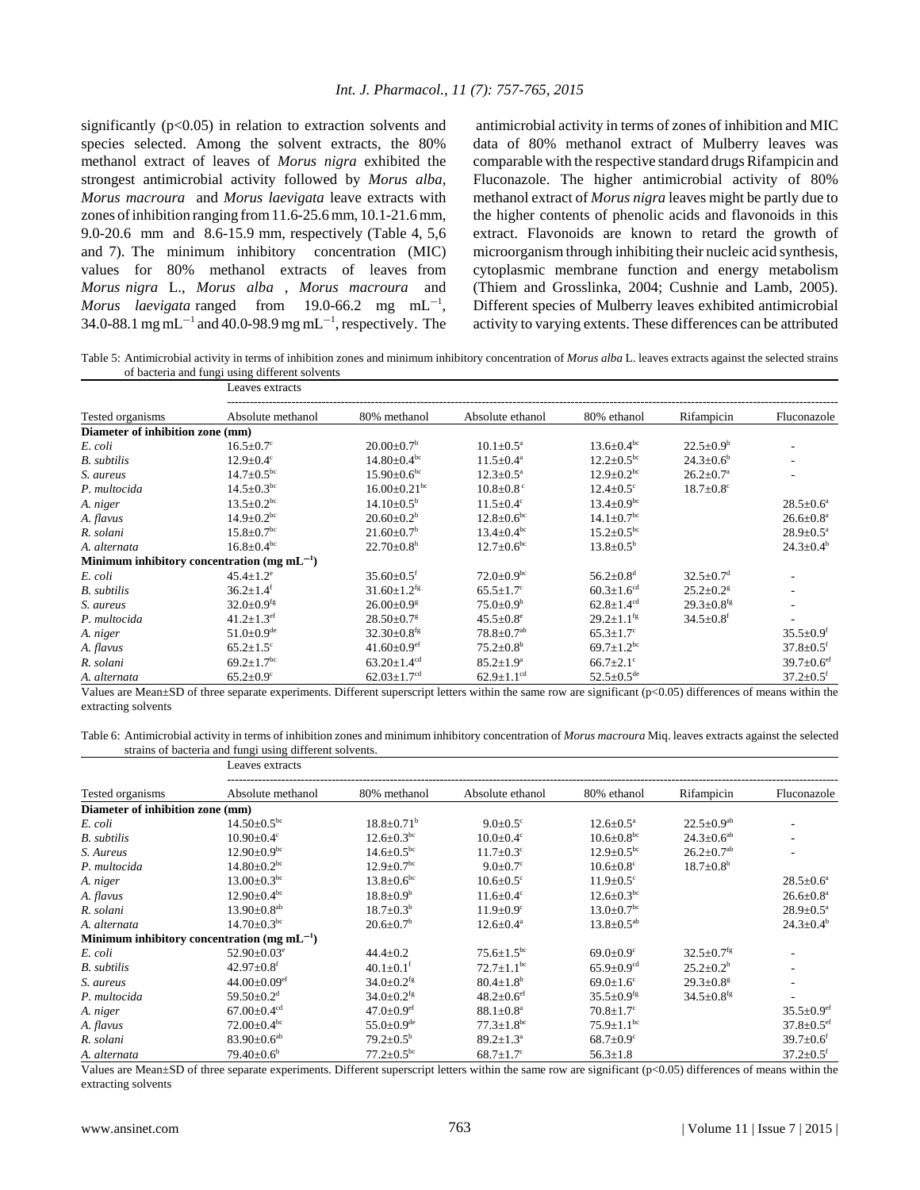significantly ($p<0.05$) in relation to extraction solvents and species selected. Among the solvent extracts, the 80% methanol extract of leaves of *Morus nigra* exhibited the strongest antimicrobial activity followed by *Morus alba*, *Morus macroura* and *Morus laevigata* leave extracts with zones of inhibition ranging from 11.6-25.6 mm, 10.1-21.6 mm, 9.0-20.6 mm and 8.6-15.9 mm, respectively (Table 4, 5,6 and 7). The minimum inhibitory concentration (MIC) values for 80% methanol extracts of leaves from *Morus nigra* L., *Morus alba* , *Morus macroura* and *Morus laevigata* ranged from 19.0-66.2 mg $mL^{-1}$, 34.0-88.1 mg $mL^{-1}$ and 40.0-98.9 mg $mL^{-1}$, respectively. The antimicrobial activity in terms of zones of inhibition and MIC data of 80% methanol extract of Mulberry leaves was comparable with the respective standard drugs Rifampicin and Fluconazole. The higher antimicrobial activity of 80% methanol extract of *Morus nigra* leaves might be partly due to the higher contents of phenolic acids and flavonoids in this extract. Flavonoids are known to retard the growth of microorganism through inhibiting their nucleic acid synthesis, cytoplasmic membrane function and energy metabolism (Thiem and Grosslinka, 2004; Cushnie and Lamb, 2005). Different species of Mulberry leaves exhibited antimicrobial activity to varying extents. These differences can be attributed

Table 5: Antimicrobial activity in terms of inhibition zones and minimum inhibitory concentration of *Morus alba* L. leaves extracts against the selected strains of bacteria and fungi using different solvents

| | Leaves extracts | | | | | |
|---|---|---|---|---|---|---|
| Tested organisms | Absolute methanol | 80% methanol | Absolute ethanol | 80% ethanol | Rifampicin | Fluconazole |
| **Diameter of inhibition zone (mm)** | | | | | | |
| *E. coli* | 16.5±0.7[c] | 20.00±0.7[b] | 10.1±0.5[a] | 13.6±0.4[bc] | 22.5±0.9[b] | - |
| *B. subtilis* | 12.9±0.4[c] | 14.80±0.4[bc] | 11.5±0.4[a] | 12.2±0.5[bc] | 24.3±0.6[b] | - |
| *S. aureus* | 14.7±0.5[bc] | 15.90±0.6[bc] | 12.3±0.5[a] | 12.9±0.2[bc] | 26.2±0.7[a] | - |
| *P. multocida* | 14.5±0.3[bc] | 16.00±0.21[bc] | 10.8±0.8[c] | 12.4±0.5[c] | 18.7±0.8[c] | |
| *A. niger* | 13.5±0.2[bc] | 14.10±0.5[b] | 11.5±0.4[c] | 13.4±0.9[bc] | | 28.5±0.6[a] |
| *A. flavus* | 14.9±0.2[bc] | 20.60±0.2[b] | 12.8±0.6[bc] | 14.1±0.7[bc] | | 26.6±0.8[a] |
| *R. solani* | 15.8±0.7[bc] | 21.60±0.7[b] | 13.4±0.4[bc] | 15.2±0.5[bc] | | 28.9±0.5[a] |
| *A. alternata* | 16.8±0.4[bc] | 22.70±0.8[b] | 12.7±0.6[bc] | 13.8±0.5[b] | | 24.3±0.4[b] |
| **Minimum inhibitory concentration (mg $mL^{-1}$)** | | | | | | |
| *E. coli* | 45.4±1.2[e] | 35.60±0.5[f] | 72.0±0.9[bc] | 56.2±0.8[d] | 32.5±0.7[d] | - |
| *B. subtilis* | 36.2±1.4[f] | 31.60±1.2[fg] | 65.5±1.7[c] | 60.3±1.6[cd] | 25.2±0.2[g] | - |
| *S. aureus* | 32.0±0.9[fg] | 26.00±0.9[g] | 75.0±0.9[b] | 62.8±1.4[cd] | 29.3±0.8[fg] | - |
| *P. multocida* | 41.2±1.3[ef] | 28.50±0.7[g] | 45.5±0.8[e] | 29.2±1.1[fg] | 34.5±0.8[f] | - |
| *A. niger* | 51.0±0.9[de] | 32.30±0.8[fg] | 78.8±0.7[ab] | 65.3±1.7[c] | | 35.5±0.9[f] |
| *A. flavus* | 65.2±1.5[c] | 41.60±0.9[ef] | 75.2±0.8[b] | 69.7±1.2[bc] | | 37.8±0.5[f] |
| *R. solani* | 69.2±1.7[bc] | 63.20±1.4[cd] | 85.2±1.9[a] | 66.7±2.1[c] | | 39.7±0.6[ef] |
| *A. alternata* | 65.2±0.9[c] | 62.03±1.7[cd] | 62.9±1.1[cd] | 52.5±0.5[de] | | 37.2±0.5[f] |

Values are Mean±SD of three separate experiments. Different superscript letters within the same row are significant ($p<0.05$) differences of means within the extracting solvents

Table 6: Antimicrobial activity in terms of inhibition zones and minimum inhibitory concentration of *Morus macroura* Miq. leaves extracts against the selected strains of bacteria and fungi using different solvents.

| | Leaves extracts | | | | | |
|---|---|---|---|---|---|---|
| Tested organisms | Absolute methanol | 80% methanol | Absolute ethanol | 80% ethanol | Rifampicin | Fluconazole |
| **Diameter of inhibition zone (mm)** | | | | | | |
| *E. coli* | 14.50±0.5[bc] | 18.8±0.71[b] | 9.0±0.5[c] | 12.6±0.5[a] | 22.5±0.9[ab] | - |
| *B. subtilis* | 10.90±0.4[c] | 12.6±0.3[bc] | 10.0±0.4[c] | 10.6±0.8[bc] | 24.3±0.6[ab] | - |
| *S. Aureus* | 12.90±0.9[bc] | 14.6±0.5[bc] | 11.7±0.3[c] | 12.9±0.5[bc] | 26.2±0.7[ab] | - |
| *P. multocida* | 14.80±0.2[bc] | 12.9±0.7[bc] | 9.0±0.7[c] | 10.6±0.8[c] | 18.7±0.8[b] | |
| *A. niger* | 13.00±0.3[bc] | 13.8±0.6[bc] | 10.6±0.5[c] | 11.9±0.5[c] | | 28.5±0.6[a] |
| *A. flavus* | 12.90±0.4[bc] | 18.8±0.9[b] | 11.6±0.4[c] | 12.6±0.3[bc] | | 26.6±0.8[a] |
| *R. solani* | 13.90±0.8[ab] | 18.7±0.3[b] | 11.9±0.9[c] | 13.0±0.7[bc] | | 28.9±0.5[a] |
| *A. alternata* | 14.70±0.3[bc] | 20.6±0.7[b] | 12.6±0.4[a] | 13.8±0.5[ab] | | 24.3±0.4[b] |
| **Minimum inhibitory concentration (mg $mL^{-1}$)** | | | | | | |
| *E. coli* | 52.90±0.03[e] | 44.4±0.2 | 75.6±1.5[bc] | 69.0±0.9[c] | 32.5±0.7[fg] | - |
| *B. subtilis* | 42.97±0.8[f] | 40.1±0.1[f] | 72.7±1.1[bc] | 65.9±0.9[cd] | 25.2±0.2[h] | - |
| *S. aureus* | 44.00±0.09[ef] | 34.0±0.2[fg] | 80.4±1.8[b] | 69.0±1.6[c] | 29.3±0.8[g] | - |
| *P. multocida* | 59.50±0.2[d] | 34.0±0.2[fg] | 48.2±0.6[ef] | 35.5±0.9[fg] | 34.5±0.8[fg] | - |
| *A. niger* | 67.00±0.4[cd] | 47.0±0.9[ef] | 88.1±0.8[a] | 70.8±1.7[c] | | 35.5±0.9[ef] |
| *A. flavus* | 72.00±0.4[bc] | 55.0±0.9[de] | 77.3±1.8[bc] | 75.9±1.1[bc] | | 37.8±0.5[ef] |
| *R. solani* | 83.90±0.6[ab] | 79.2±0.5[b] | 89.2±1.3[a] | 68.7±0.9[c] | | 39.7±0.6[f] |
| *A. alternata* | 79.40±0.6[b] | 77.2±0.5[bc] | 68.7±1.7[c] | 56.3±1.8 | | 37.2±0.5[f] |

Values are Mean±SD of three separate experiments. Different superscript letters within the same row are significant ($p<0.05$) differences of means within the extracting solvents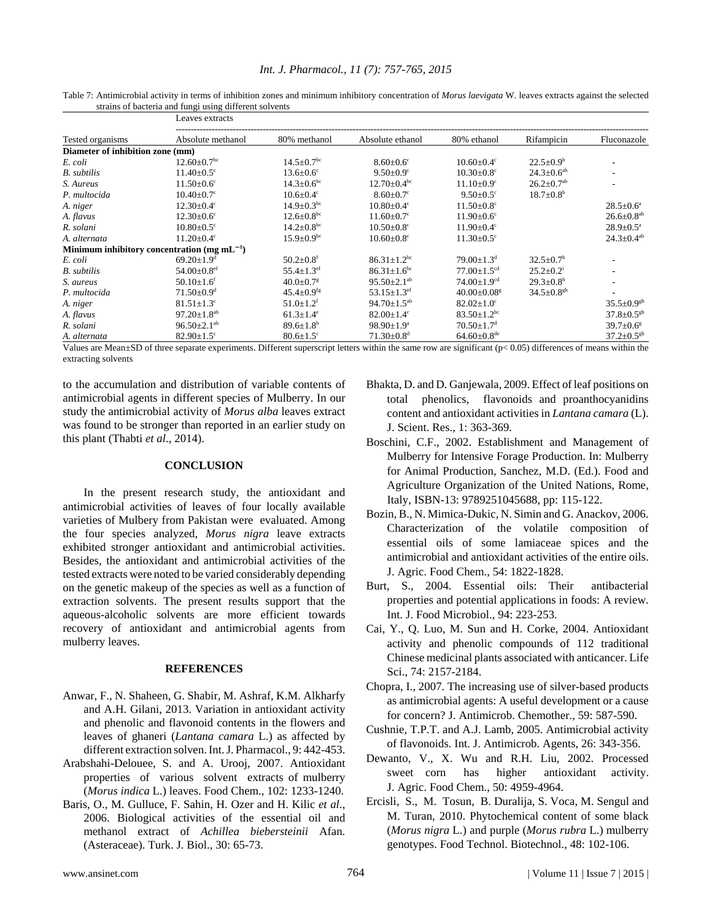Table 7: Antimicrobial activity in terms of inhibition zones and minimum inhibitory concentration of *Morus laevigata* W. leaves extracts against the selected strains of bacteria and fungi using different solvents

| | Leaves extracts | | | | | |
|---|---|---|---|---|---|---|
| Tested organisms | Absolute methanol | 80% methanol | Absolute ethanol | 80% ethanol | Rifampicin | Fluconazole |
| **Diameter of inhibition zone (mm)** | | | | | | |
| *E. coli* | $12.60\pm0.7^{bc}$ | $14.5\pm0.7^{bc}$ | $8.60\pm0.6^{c}$ | $10.60\pm0.4^{c}$ | $22.5\pm0.9^{b}$ | - |
| *B. subtilis* | $11.40\pm0.5^{c}$ | $13.6\pm0.6^{c}$ | $9.50\pm0.9^{c}$ | $10.30\pm0.8^{c}$ | $24.3\pm0.6^{ab}$ | - |
| *S. Aureus* | $11.50\pm0.6^{c}$ | $14.3\pm0.6^{bc}$ | $12.70\pm0.4^{bc}$ | $11.10\pm0.9^{c}$ | $26.2\pm0.7^{ab}$ | - |
| *P. multocida* | $10.40\pm0.7^{c}$ | $10.6\pm0.4^{c}$ | $8.60\pm0.7^{c}$ | $9.50\pm0.5^{c}$ | $18.7\pm0.8^{b}$ | |
| *A. niger* | $12.30\pm0.4^{c}$ | $14.9\pm0.3^{bc}$ | $10.80\pm0.4^{c}$ | $11.50\pm0.8^{c}$ | | $28.5\pm0.6^{a}$ |
| *A. flavus* | $12.30\pm0.6^{c}$ | $12.6\pm0.8^{bc}$ | $11.60\pm0.7^{c}$ | $11.90\pm0.6^{c}$ | | $26.6\pm0.8^{ab}$ |
| *R. solani* | $10.80\pm0.5^{c}$ | $14.2\pm0.8^{bc}$ | $10.50\pm0.8^{c}$ | $11.90\pm0.4^{c}$ | | $28.9\pm0.5^{a}$ |
| *A. alternata* | $11.20\pm0.4^{c}$ | $15.9\pm0.9^{bc}$ | $10.60\pm0.8^{c}$ | $11.30\pm0.5^{c}$ | | $24.3\pm0.4^{ab}$ |
| **Minimum inhibitory concentration (mg $mL^{-1}$)** | | | | | | |
| *E. coli* | $69.20\pm1.9^{d}$ | $50.2\pm0.8^{f}$ | $86.31\pm1.2^{bc}$ | $79.00\pm1.3^{d}$ | $32.5\pm0.7^{h}$ | - |
| *B. subtilis* | $54.00\pm0.8^{ef}$ | $55.4\pm1.3^{ef}$ | $86.31\pm1.6^{bc}$ | $77.00\pm1.5^{cd}$ | $25.2\pm0.2^{i}$ | - |
| *S. aureus* | $50.10\pm1.6^{f}$ | $40.0\pm0.7^{g}$ | $95.50\pm2.1^{ab}$ | $74.00\pm1.9^{cd}$ | $29.3\pm0.8^{h}$ | - |
| *P. multocida* | $71.50\pm0.9^{d}$ | $45.4\pm0.9^{fg}$ | $53.15\pm1.3^{ef}$ | $40.00\pm0.08^{g}$ | $34.5\pm0.8^{gh}$ | - |
| *A. niger* | $81.51\pm1.3^{c}$ | $51.0\pm1.2^{f}$ | $94.70\pm1.5^{ab}$ | $82.02\pm1.0^{c}$ | | $35.5\pm0.9^{gh}$ |
| *A. flavus* | $97.20\pm1.8^{ab}$ | $61.3\pm1.4^{e}$ | $82.00\pm1.4^{c}$ | $83.50\pm1.2^{bc}$ | | $37.8\pm0.5^{gh}$ |
| *R. solani* | $96.50\pm2.1^{ab}$ | $89.6\pm1.8^{b}$ | $98.90\pm1.9^{a}$ | $70.50\pm1.7^{d}$ | | $39.7\pm0.6^{g}$ |
| *A. alternata* | $82.90\pm1.5^{c}$ | $80.6\pm1.5^{c}$ | $71.30\pm0.8^{d}$ | $64.60\pm0.8^{de}$ | | $37.2\pm0.5^{gh}$ |

Values are Mean±SD of three separate experiments. Different superscript letters within the same row are significant ($p < 0.05$) differences of means within the extracting solvents

to the accumulation and distribution of variable contents of antimicrobial agents in different species of Mulberry. In our study the antimicrobial activity of *Morus alba* leaves extract was found to be stronger than reported in an earlier study on this plant (Thabti *et al*., 2014).

## CONCLUSION

In the present research study, the antioxidant and antimicrobial activities of leaves of four locally available varieties of Mulberry from Pakistan were evaluated. Among the four species analyzed, *Morus nigra* leave extracts exhibited stronger antioxidant and antimicrobial activities. Besides, the antioxidant and antimicrobial activities of the tested extracts were noted to be varied considerably depending on the genetic makeup of the species as well as a function of extraction solvents. The present results support that the aqueous-alcoholic solvents are more efficient towards recovery of antioxidant and antimicrobial agents from mulberry leaves.

## REFERENCES

Anwar, F., N. Shaheen, G. Shabir, M. Ashraf, K.M. Alkharfy and A.H. Gilani, 2013. Variation in antioxidant activity and phenolic and flavonoid contents in the flowers and leaves of ghaneri (*Lantana camara* L.) as affected by different extraction solven. Int. J. Pharmacol., 9: 442-453.

Arabshahi-Delouee, S. and A. Urooj, 2007. Antioxidant properties of various solvent extracts of mulberry (*Morus indica* L.) leaves. Food Chem., 102: 1233-1240.

Baris, O., M. Gulluce, F. Sahin, H. Ozer and H. Kilic *et al*., 2006. Biological activities of the essential oil and methanol extract of *Achillea biebersteinii* Afan. (Asteraceae). Turk. J. Biol., 30: 65-73.

Bhakta, D. and D. Ganjewala, 2009. Effect of leaf positions on total phenolics, flavonoids and proanthocyanidins content and antioxidant activities in *Lantana camara* (L). J. Scient. Res., 1: 363-369.

Boschini, C.F., 2002. Establishment and Management of Mulberry for Intensive Forage Production. In: Mulberry for Animal Production, Sanchez, M.D. (Ed.). Food and Agriculture Organization of the United Nations, Rome, Italy, ISBN-13: 9789251045688, pp: 115-122.

Bozin, B., N. Mimica-Dukic, N. Simin and G. Anackov, 2006. Characterization of the volatile composition of essential oils of some lamiaceae spices and the antimicrobial and antioxidant activities of the entire oils. J. Agric. Food Chem., 54: 1822-1828.

Burt, S., 2004. Essential oils: Their antibacterial properties and potential applications in foods: A review. Int. J. Food Microbiol., 94: 223-253.

Cai, Y., Q. Luo, M. Sun and H. Corke, 2004. Antioxidant activity and phenolic compounds of 112 traditional Chinese medicinal plants associated with anticancer. Life Sci., 74: 2157-2184.

Chopra, I., 2007. The increasing use of silver-based products as antimicrobial agents: A useful development or a cause for concern? J. Antimicrob. Chemother., 59: 587-590.

Cushnie, T.P.T. and A.J. Lamb, 2005. Antimicrobial activity of flavonoids. Int. J. Antimicrob. Agents, 26: 343-356.

Dewanto, V., X. Wu and R.H. Liu, 2002. Processed sweet corn has higher antioxidant activity. J. Agric. Food Chem., 50: 4959-4964.

Ercisli, S., M. Tosun, B. Duralija, S. Voca, M. Sengul and M. Turan, 2010. Phytochemical content of some black (*Morus nigra* L.) and purple (*Morus rubra* L.) mulberry genotypes. Food Technol. Biotechnol., 48: 102-106.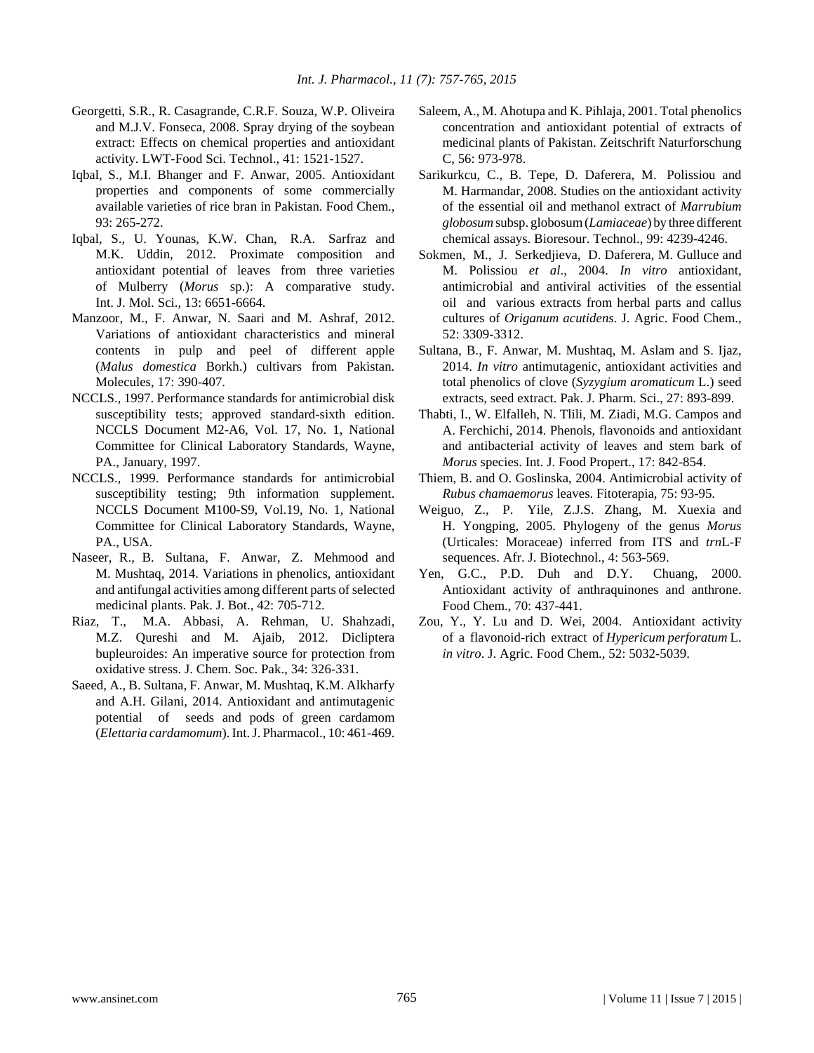Georgetti, S.R., R. Casagrande, C.R.F. Souza, W.P. Oliveira and M.J.V. Fonseca, 2008. Spray drying of the soybean extract: Effects on chemical properties and antioxidant activity. LWT-Food Sci. Technol., 41: 1521-1527.

Iqbal, S., M.I. Bhanger and F. Anwar, 2005. Antioxidant properties and components of some commercially available varieties of rice bran in Pakistan. Food Chem., 93: 265-272.

Iqbal, S., U. Younas, K.W. Chan, R.A. Sarfraz and M.K. Uddin, 2012. Proximate composition and antioxidant potential of leaves from three varieties of Mulberry (*Morus* sp.): A comparative study. Int. J. Mol. Sci., 13: 6651-6664.

Manzoor, M., F. Anwar, N. Saari and M. Ashraf, 2012. Variations of antioxidant characteristics and mineral contents in pulp and peel of different apple (*Malus domestica* Borkh.) cultivars from Pakistan. Molecules, 17: 390-407.

NCCLS., 1997. Performance standards for antimicrobial disk susceptibility tests; approved standard-sixth edition. NCCLS Document M2-A6, Vol. 17, No. 1, National Committee for Clinical Laboratory Standards, Wayne, PA., January, 1997.

NCCLS., 1999. Performance standards for antimicrobial susceptibility testing; 9th information supplement. NCCLS Document M100-S9, Vol.19, No. 1, National Committee for Clinical Laboratory Standards, Wayne, PA., USA.

Naseer, R., B. Sultana, F. Anwar, Z. Mehmood and M. Mushtaq, 2014. Variations in phenolics, antioxidant and antifungal activities among different parts of selected medicinal plants. Pak. J. Bot., 42: 705-712.

Riaz, T., M.A. Abbasi, A. Rehman, U. Shahzadi, M.Z. Qureshi and M. Ajaib, 2012. Dicliptera bupleuroides: An imperative source for protection from oxidative stress. J. Chem. Soc. Pak., 34: 326-331.

Saeed, A., B. Sultana, F. Anwar, M. Mushtaq, K.M. Alkharfy and A.H. Gilani, 2014. Antioxidant and antimutagenic potential of seeds and pods of green cardamom (*Elettaria cardamomum*). Int. J. Pharmacol., 10: 461-469.

Saleem, A., M. Ahotupa and K. Pihlaja, 2001. Total phenolics concentration and antioxidant potential of extracts of medicinal plants of Pakistan. Zeitschrift Naturforschung C, 56: 973-978.

Sarikurkcu, C., B. Tepe, D. Daferera, M. Polissiou and M. Harmandar, 2008. Studies on the antioxidant activity of the essential oil and methanol extract of *Marrubium globosum* subsp. globosum (*Lamiaceae*) by three different chemical assays. Bioresour. Technol., 99: 4239-4246.

Sokmen, M., J. Serkedjieva, D. Daferera, M. Gulluce and M. Polissiou *et al*., 2004. *In vitro* antioxidant, antimicrobial and antiviral activities of the essential oil and various extracts from herbal parts and callus cultures of *Origanum acutidens*. J. Agric. Food Chem., 52: 3309-3312.

Sultana, B., F. Anwar, M. Mushtaq, M. Aslam and S. Ijaz, 2014. *In vitro* antimutagenic, antioxidant activities and total phenolics of clove (*Syzygium aromaticum* L.) seed extracts, seed extract. Pak. J. Pharm. Sci., 27: 893-899.

Thabti, I., W. Elfalleh, N. Tlili, M. Ziadi, M.G. Campos and A. Ferchichi, 2014. Phenols, flavonoids and antioxidant and antibacterial activity of leaves and stem bark of *Morus* species. Int. J. Food Propert., 17: 842-854.

Thiem, B. and O. Goslinska, 2004. Antimicrobial activity of *Rubus chamaemorus* leaves. Fitoterapia, 75: 93-95.

Weiguo, Z., P. Yile, Z.J.S. Zhang, M. Xuexia and H. Yongping, 2005. Phylogeny of the genus *Morus* (Urticales: Moraceae) inferred from ITS and *trn*L-F sequences. Afr. J. Biotechnol., 4: 563-569.

Yen, G.C., P.D. Duh and D.Y. Chuang, 2000. Antioxidant activity of anthraquinones and anthrone. Food Chem., 70: 437-441.

Zou, Y., Y. Lu and D. Wei, 2004. Antioxidant activity of a flavonoid-rich extract of *Hypericum perforatum* L. *in vitro*. J. Agric. Food Chem., 52: 5032-5039.